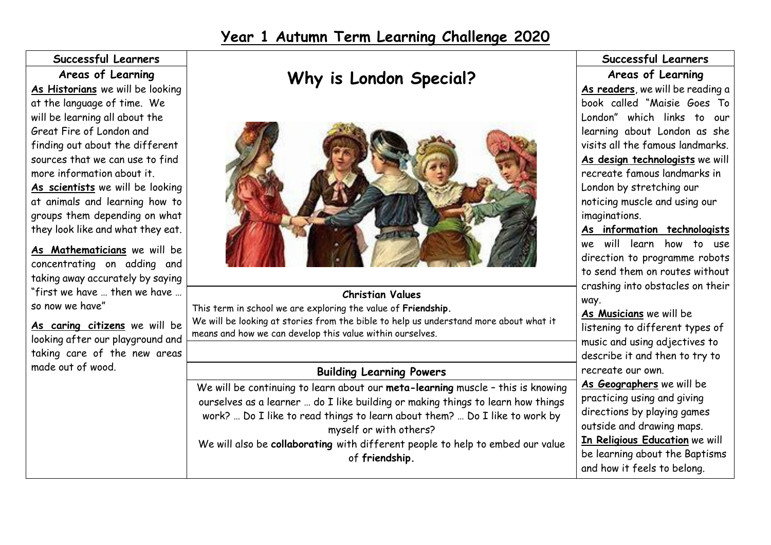# Year 1 Autumn Term Learning Challenge 2020

## Why is London Special?

### Successful Learners

#### Areas of Learning

**As Historians** we will be looking at the language of time. We will be learning all about the Great Fire of London and finding out about the different sources that we can use to find more information about it.

**As scientists** we will be looking at animals and learning how to groups them depending on what they look like and what they eat.

**As Mathematicians** we will be concentrating on adding and taking away accurately by saying "first we have … then we have … so now we have"

**As caring citizens** we will be looking after our playground and taking care of the new areas made out of wood.

### Christian Values

This term in school we are exploring the value of **Friendship.**

We will be looking at stories from the bible to help us understand more about what it means and how we can develop this value within ourselves.

### Building Learning Powers

We will be continuing to learn about our **meta-learning** muscle – this is knowing ourselves as a learner … do I like building or making things to learn how things work? … Do I like to read things to learn about them? … Do I like to work by myself or with others?

We will also be **collaborating** with different people to help to embed our value of **friendship.**

### Successful Learners

#### Areas of Learning

**As readers**, we will be reading a book called "Maisie Goes To London" which links to our learning about London as she visits all the famous landmarks.

**As design technologists** we will recreate famous landmarks in London by stretching our noticing muscle and using our imaginations.

**As information technologists** we will learn how to use direction to programme robots to send them on routes without crashing into obstacles on their way.

**As Musicians** we will be listening to different types of music and using adjectives to describe it and then to try to recreate our own.

**As Geographers** we will be practicing using and giving directions by playing games outside and drawing maps.

**In Religious Education** we will be learning about the Baptisms and how it feels to belong.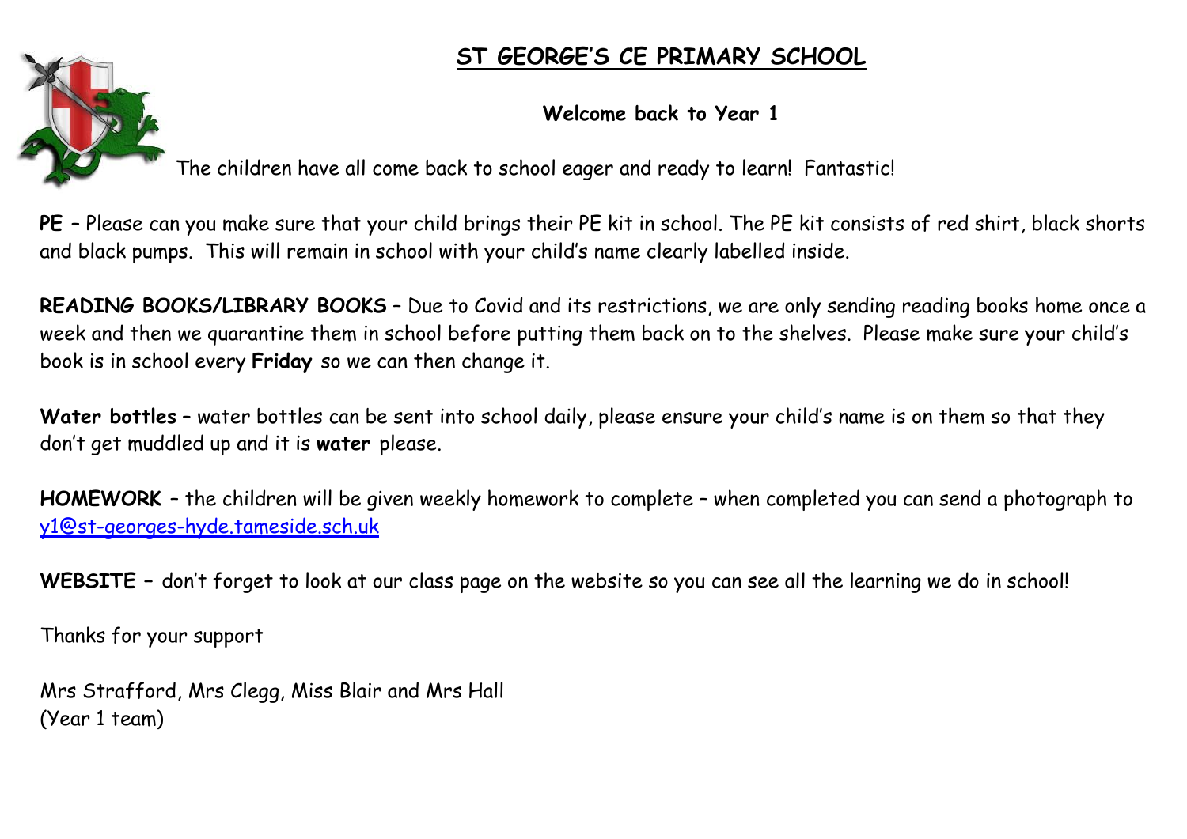# ST GEORGE'S CE PRIMARY SCHOOL

**Welcome back to Year 1**

The children have all come back to school eager and ready to learn! Fantastic!

**PE** – Please can you make sure that your child brings their PE kit in school. The PE kit consists of red shirt, black shorts and black pumps. This will remain in school with your child's name clearly labelled inside.

**READING BOOKS/LIBRARY BOOKS** – Due to Covid and its restrictions, we are only sending reading books home once a week and then we quarantine them in school before putting them back on to the shelves. Please make sure your child's book is in school every **Friday** so we can then change it.

**Water bottles** – water bottles can be sent into school daily, please ensure your child's name is on them so that they don't get muddled up and it is **water** please.

**HOMEWORK** – the children will be given weekly homework to complete – when completed you can send a photograph to y1@st-georges-hyde.tameside.sch.uk

**WEBSITE** – don't forget to look at our class page on the website so you can see all the learning we do in school!

Thanks for your support

Mrs Strafford, Mrs Clegg, Miss Blair and Mrs Hall
(Year 1 team)